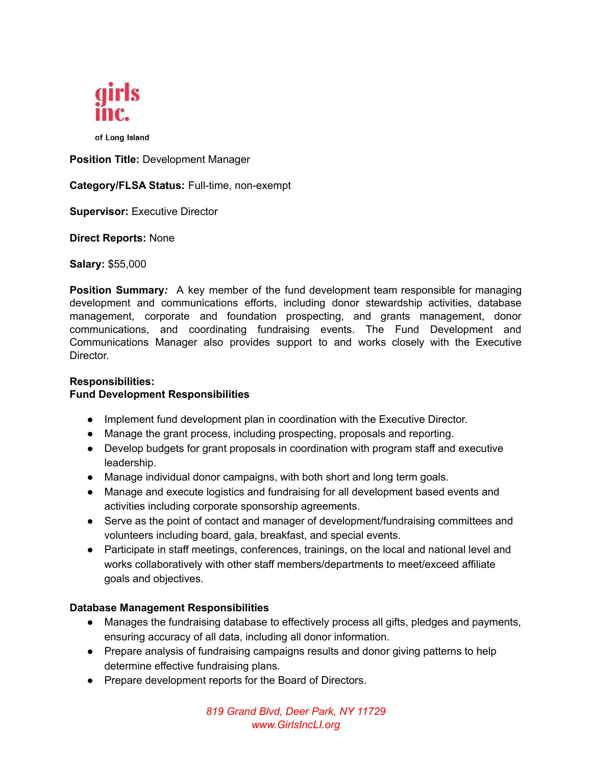girls inc.

of Long Island

**Position Title:** Development Manager

**Category/FLSA Status:** Full-time, non-exempt

**Supervisor:** Executive Director

**Direct Reports:** None

**Salary:** $55,000

**Position Summary***:* A key member of the fund development team responsible for managing development and communications efforts, including donor stewardship activities, database management, corporate and foundation prospecting, and grants management, donor communications, and coordinating fundraising events. The Fund Development and Communications Manager also provides support to and works closely with the Executive Director.

**Responsibilities:**

**Fund Development Responsibilities**

- Implement fund development plan in coordination with the Executive Director.
- Manage the grant process, including prospecting, proposals and reporting.
- Develop budgets for grant proposals in coordination with program staff and executive leadership.
- Manage individual donor campaigns, with both short and long term goals.
- Manage and execute logistics and fundraising for all development based events and activities including corporate sponsorship agreements.
- Serve as the point of contact and manager of development/fundraising committees and volunteers including board, gala, breakfast, and special events.
- Participate in staff meetings, conferences, trainings, on the local and national level and works collaboratively with other staff members/departments to meet/exceed affiliate goals and objectives.

**Database Management Responsibilities**

- Manages the fundraising database to effectively process all gifts, pledges and payments, ensuring accuracy of all data, including all donor information.
- Prepare analysis of fundraising campaigns results and donor giving patterns to help determine effective fundraising plans.
- Prepare development reports for the Board of Directors.

*819 Grand Blvd, Deer Park, NY 11729*
*www.GirlsIncLI.org*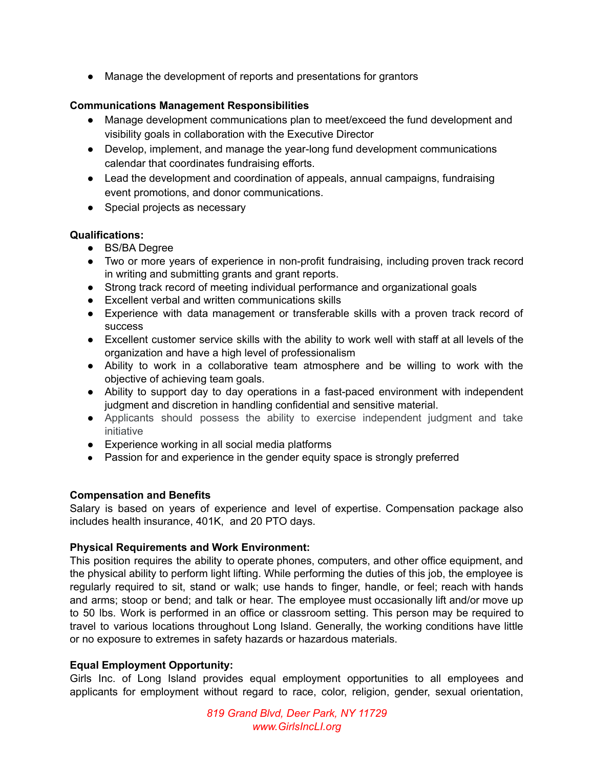- Manage the development of reports and presentations for grantors

**Communications Management Responsibilities**

- Manage development communications plan to meet/exceed the fund development and visibility goals in collaboration with the Executive Director
- Develop, implement, and manage the year-long fund development communications calendar that coordinates fundraising efforts.
- Lead the development and coordination of appeals, annual campaigns, fundraising event promotions, and donor communications.
- Special projects as necessary

**Qualifications:**

- BS/BA Degree
- Two or more years of experience in non-profit fundraising, including proven track record in writing and submitting grants and grant reports.
- Strong track record of meeting individual performance and organizational goals
- Excellent verbal and written communications skills
- Experience with data management or transferable skills with a proven track record of success
- Excellent customer service skills with the ability to work well with staff at all levels of the organization and have a high level of professionalism
- Ability to work in a collaborative team atmosphere and be willing to work with the objective of achieving team goals.
- Ability to support day to day operations in a fast-paced environment with independent judgment and discretion in handling confidential and sensitive material.
- Applicants should possess the ability to exercise independent judgment and take initiative
- Experience working in all social media platforms
- Passion for and experience in the gender equity space is strongly preferred

**Compensation and Benefits**

Salary is based on years of experience and level of expertise. Compensation package also includes health insurance, 401K, and 20 PTO days.

**Physical Requirements and Work Environment:**

This position requires the ability to operate phones, computers, and other office equipment, and the physical ability to perform light lifting. While performing the duties of this job, the employee is regularly required to sit, stand or walk; use hands to finger, handle, or feel; reach with hands and arms; stoop or bend; and talk or hear. The employee must occasionally lift and/or move up to 50 lbs. Work is performed in an office or classroom setting. This person may be required to travel to various locations throughout Long Island. Generally, the working conditions have little or no exposure to extremes in safety hazards or hazardous materials.

**Equal Employment Opportunity:**

Girls Inc. of Long Island provides equal employment opportunities to all employees and applicants for employment without regard to race, color, religion, gender, sexual orientation,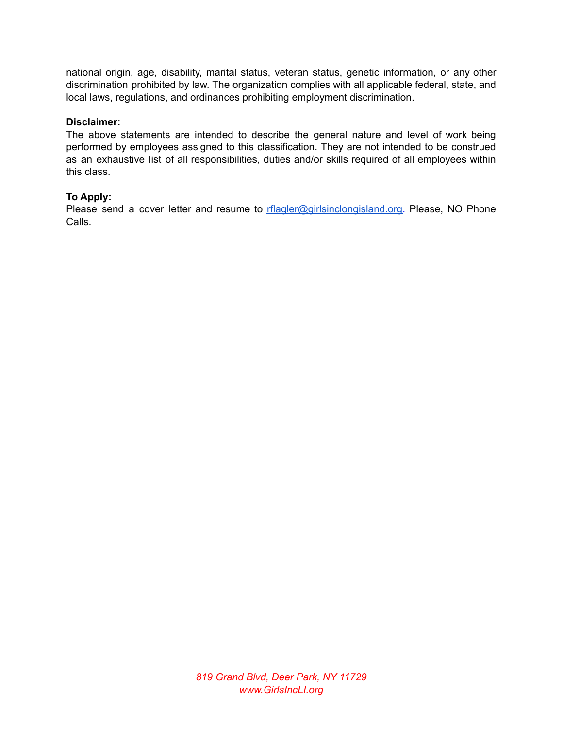national origin, age, disability, marital status, veteran status, genetic information, or any other discrimination prohibited by law. The organization complies with all applicable federal, state, and local laws, regulations, and ordinances prohibiting employment discrimination.

**Disclaimer:**
The above statements are intended to describe the general nature and level of work being performed by employees assigned to this classification. They are not intended to be construed as an exhaustive list of all responsibilities, duties and/or skills required of all employees within this class.

**To Apply:**
Please send a cover letter and resume to rflagler@girlsinclongisland.org. Please, NO Phone Calls.

*819 Grand Blvd, Deer Park, NY 11729*
*www.GirlsIncLI.org*